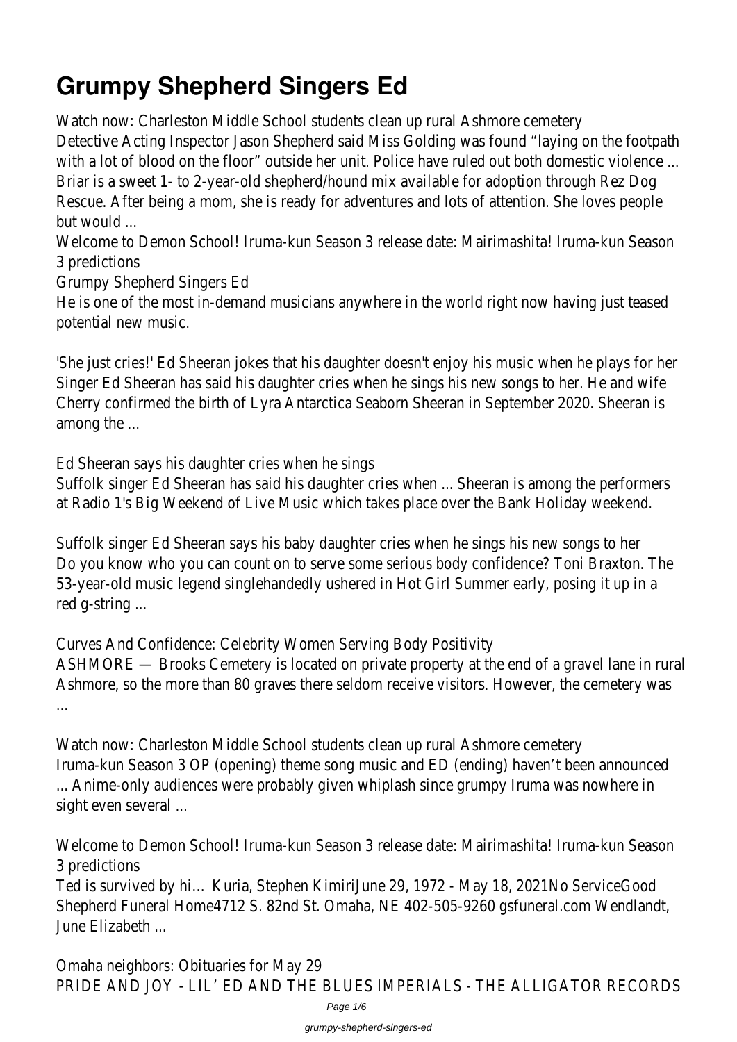# Grumpy Shepherd Singers Ed

Watch now: Charleston Middle School students clean up rural Ashmore cemetery
Detective Acting Inspector Jason Shepherd said Miss Golding was found "laying on the footpath with a lot of blood on the floor" outside her unit. Police have ruled out both domestic violence ...
Briar is a sweet 1- to 2-year-old shepherd/hound mix available for adoption through Rez Dog Rescue. After being a mom, she is ready for adventures and lots of attention. She loves people but would ...
Welcome to Demon School! Iruma-kun Season 3 release date: Mairimashita! Iruma-kun Season 3 predictions
Grumpy Shepherd Singers Ed
He is one of the most in-demand musicians anywhere in the world right now having just teased potential new music.

'She just cries!' Ed Sheeran jokes that his daughter doesn't enjoy his music when he plays for her
Singer Ed Sheeran has said his daughter cries when he sings his new songs to her. He and wife Cherry confirmed the birth of Lyra Antarctica Seaborn Sheeran in September 2020. Sheeran is among the ...

Ed Sheeran says his daughter cries when he sings
Suffolk singer Ed Sheeran has said his daughter cries when ... Sheeran is among the performers at Radio 1's Big Weekend of Live Music which takes place over the Bank Holiday weekend.

Suffolk singer Ed Sheeran says his baby daughter cries when he sings his new songs to her
Do you know who you can count on to serve some serious body confidence? Toni Braxton. The 53-year-old music legend singlehandedly ushered in Hot Girl Summer early, posing it up in a red g-string ...

Curves And Confidence: Celebrity Women Serving Body Positivity
ASHMORE — Brooks Cemetery is located on private property at the end of a gravel lane in rural Ashmore, so the more than 80 graves there seldom receive visitors. However, the cemetery was ...

Watch now: Charleston Middle School students clean up rural Ashmore cemetery
Iruma-kun Season 3 OP (opening) theme song music and ED (ending) haven't been announced ... Anime-only audiences were probably given whiplash since grumpy Iruma was nowhere in sight even several ...

Welcome to Demon School! Iruma-kun Season 3 release date: Mairimashita! Iruma-kun Season 3 predictions
Ted is survived by hi… Kuria, Stephen KimiriJune 29, 1972 - May 18, 2021No ServiceGood Shepherd Funeral Home4712 S. 82nd St. Omaha, NE 402-505-9260 gsfuneral.com Wendlandt, June Elizabeth ...

Omaha neighbors: Obituaries for May 29
PRIDE AND JOY - LIL' ED AND THE BLUES IMPERIALS - THE ALLIGATOR RECORDS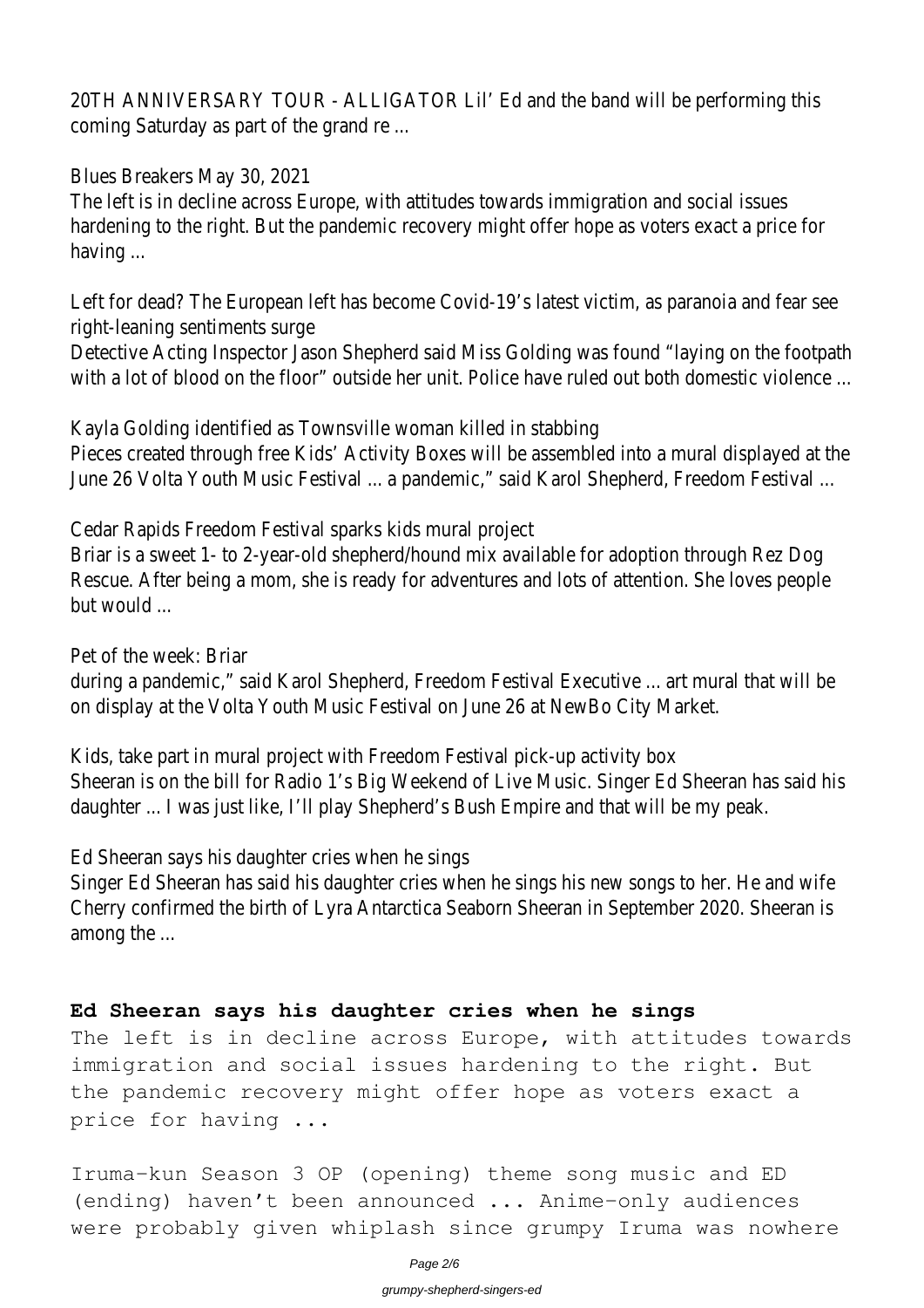20TH ANNIVERSARY TOUR - ALLIGATOR Lil' Ed and the band will be performing this coming Saturday as part of the grand re ...

Blues Breakers May 30, 2021

The left is in decline across Europe, with attitudes towards immigration and social issues hardening to the right. But the pandemic recovery might offer hope as voters exact a price for having ...

Left for dead? The European left has become Covid-19's latest victim, as paranoia and fear see right-leaning sentiments surge

Detective Acting Inspector Jason Shepherd said Miss Golding was found "laying on the footpath with a lot of blood on the floor" outside her unit. Police have ruled out both domestic violence ...

Kayla Golding identified as Townsville woman killed in stabbing

Pieces created through free Kids' Activity Boxes will be assembled into a mural displayed at the June 26 Volta Youth Music Festival ... a pandemic," said Karol Shepherd, Freedom Festival ...

Cedar Rapids Freedom Festival sparks kids mural project

Briar is a sweet 1- to 2-year-old shepherd/hound mix available for adoption through Rez Dog Rescue. After being a mom, she is ready for adventures and lots of attention. She loves people but would ...

Pet of the week: Briar

during a pandemic," said Karol Shepherd, Freedom Festival Executive ... art mural that will be on display at the Volta Youth Music Festival on June 26 at NewBo City Market.

Kids, take part in mural project with Freedom Festival pick-up activity box

Sheeran is on the bill for Radio 1's Big Weekend of Live Music. Singer Ed Sheeran has said his daughter ... I was just like, I'll play Shepherd's Bush Empire and that will be my peak.

Ed Sheeran says his daughter cries when he sings

Singer Ed Sheeran has said his daughter cries when he sings his new songs to her. He and wife Cherry confirmed the birth of Lyra Antarctica Seaborn Sheeran in September 2020. Sheeran is among the ...

**Ed Sheeran says his daughter cries when he sings**

The left is in decline across Europe, with attitudes towards immigration and social issues hardening to the right. But the pandemic recovery might offer hope as voters exact a price for having ...

Iruma-kun Season 3 OP (opening) theme song music and ED (ending) haven't been announced ... Anime-only audiences were probably given whiplash since grumpy Iruma was nowhere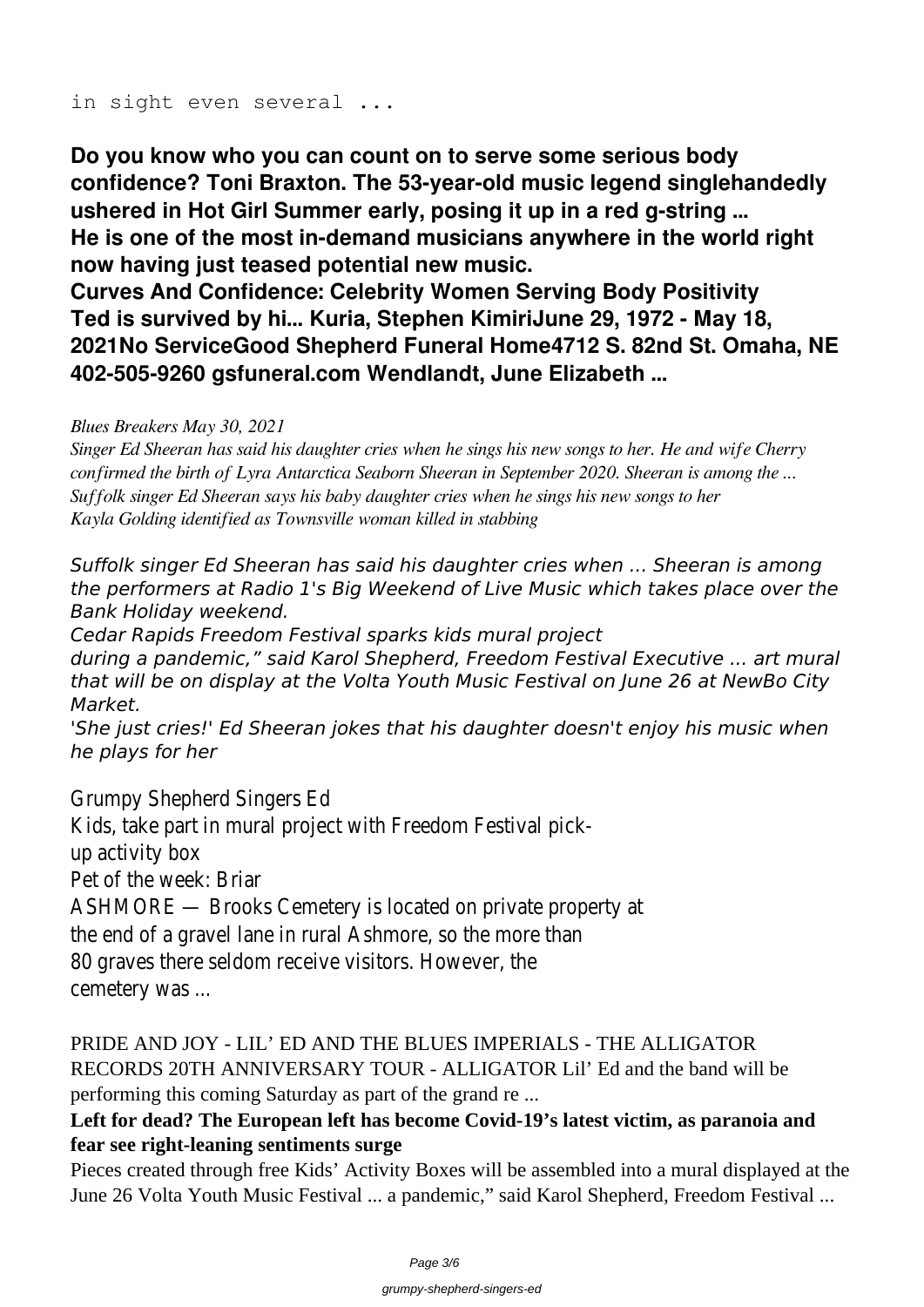in sight even several ...

**Do you know who you can count on to serve some serious body confidence? Toni Braxton. The 53-year-old music legend singlehandedly ushered in Hot Girl Summer early, posing it up in a red g-string ...**
**He is one of the most in-demand musicians anywhere in the world right now having just teased potential new music.**
**Curves And Confidence: Celebrity Women Serving Body Positivity**
**Ted is survived by hi... Kuria, Stephen KimiriJune 29, 1972 - May 18, 2021No ServiceGood Shepherd Funeral Home4712 S. 82nd St. Omaha, NE 402-505-9260 gsfuneral.com Wendlandt, June Elizabeth ...**

*Blues Breakers May 30, 2021*
*Singer Ed Sheeran has said his daughter cries when he sings his new songs to her. He and wife Cherry confirmed the birth of Lyra Antarctica Seaborn Sheeran in September 2020. Sheeran is among the ...*
*Suffolk singer Ed Sheeran says his baby daughter cries when he sings his new songs to her*
*Kayla Golding identified as Townsville woman killed in stabbing*

*Suffolk singer Ed Sheeran has said his daughter cries when ... Sheeran is among the performers at Radio 1's Big Weekend of Live Music which takes place over the Bank Holiday weekend.*
*Cedar Rapids Freedom Festival sparks kids mural project*
*during a pandemic," said Karol Shepherd, Freedom Festival Executive ... art mural that will be on display at the Volta Youth Music Festival on June 26 at NewBo City Market.*
*'She just cries!' Ed Sheeran jokes that his daughter doesn't enjoy his music when he plays for her*

Grumpy Shepherd Singers Ed
Kids, take part in mural project with Freedom Festival pick-up activity box
Pet of the week: Briar
ASHMORE — Brooks Cemetery is located on private property at the end of a gravel lane in rural Ashmore, so the more than 80 graves there seldom receive visitors. However, the cemetery was ...

PRIDE AND JOY - LIL' ED AND THE BLUES IMPERIALS - THE ALLIGATOR RECORDS 20TH ANNIVERSARY TOUR - ALLIGATOR Lil' Ed and the band will be performing this coming Saturday as part of the grand re ...

**Left for dead? The European left has become Covid-19's latest victim, as paranoia and fear see right-leaning sentiments surge**

Pieces created through free Kids' Activity Boxes will be assembled into a mural displayed at the June 26 Volta Youth Music Festival ... a pandemic," said Karol Shepherd, Freedom Festival ...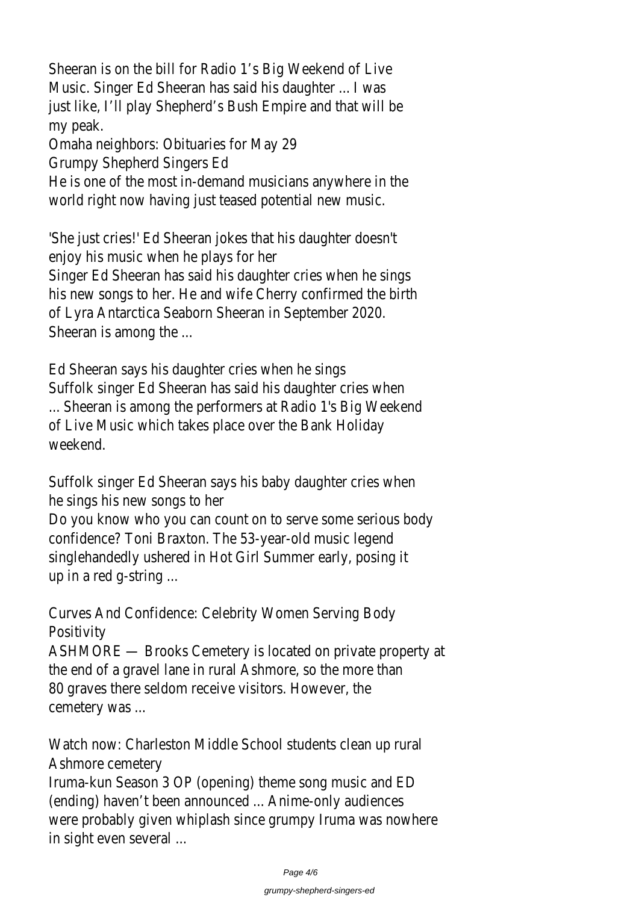Sheeran is on the bill for Radio 1's Big Weekend of Live Music. Singer Ed Sheeran has said his daughter ... I was just like, I'll play Shepherd's Bush Empire and that will be my peak.

Omaha neighbors: Obituaries for May 29

Grumpy Shepherd Singers Ed

He is one of the most in-demand musicians anywhere in the world right now having just teased potential new music.

'She just cries!' Ed Sheeran jokes that his daughter doesn't enjoy his music when he plays for her

Singer Ed Sheeran has said his daughter cries when he sings his new songs to her. He and wife Cherry confirmed the birth of Lyra Antarctica Seaborn Sheeran in September 2020. Sheeran is among the ...

Ed Sheeran says his daughter cries when he sings

Suffolk singer Ed Sheeran has said his daughter cries when ... Sheeran is among the performers at Radio 1's Big Weekend of Live Music which takes place over the Bank Holiday weekend.

Suffolk singer Ed Sheeran says his baby daughter cries when he sings his new songs to her

Do you know who you can count on to serve some serious body confidence? Toni Braxton. The 53-year-old music legend singlehandedly ushered in Hot Girl Summer early, posing it up in a red g-string ...

Curves And Confidence: Celebrity Women Serving Body Positivity

ASHMORE — Brooks Cemetery is located on private property at the end of a gravel lane in rural Ashmore, so the more than 80 graves there seldom receive visitors. However, the cemetery was ...

Watch now: Charleston Middle School students clean up rural Ashmore cemetery

Iruma-kun Season 3 OP (opening) theme song music and ED (ending) haven't been announced ... Anime-only audiences were probably given whiplash since grumpy Iruma was nowhere in sight even several ...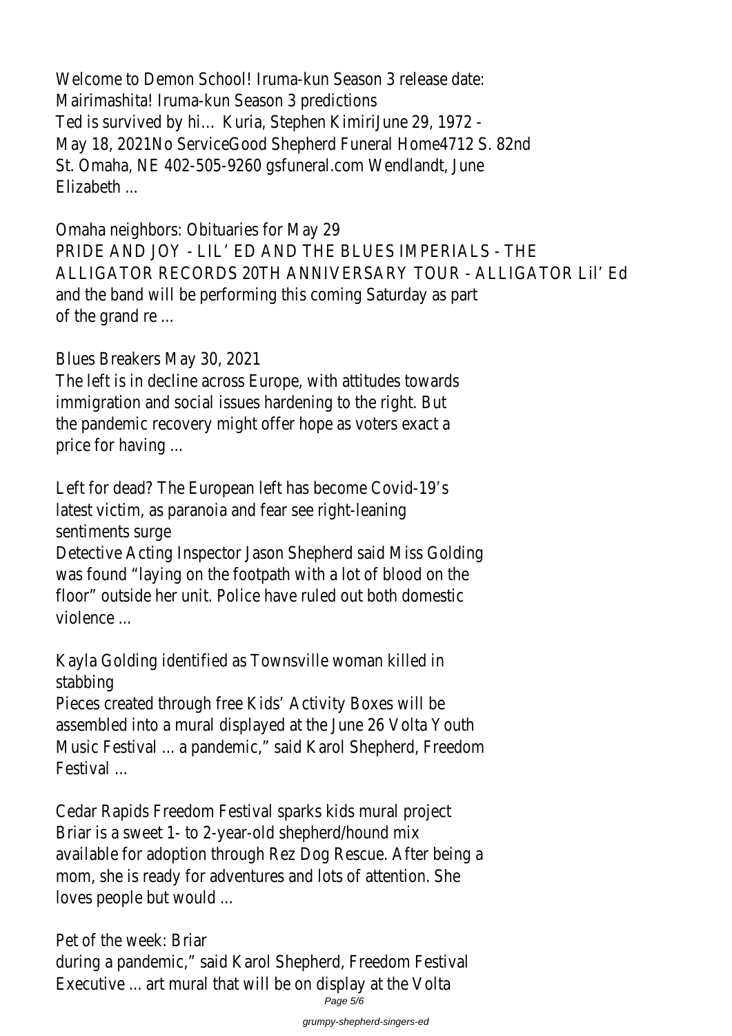Welcome to Demon School! Iruma-kun Season 3 release date: Mairimashita! Iruma-kun Season 3 predictions
Ted is survived by hi… Kuria, Stephen KimiriJune 29, 1972 - May 18, 2021No ServiceGood Shepherd Funeral Home4712 S. 82nd St. Omaha, NE 402-505-9260 gsfuneral.com Wendlandt, June Elizabeth ...

Omaha neighbors: Obituaries for May 29
PRIDE AND JOY - LIL' ED AND THE BLUES IMPERIALS - THE ALLIGATOR RECORDS 20TH ANNIVERSARY TOUR - ALLIGATOR Lil' Ed and the band will be performing this coming Saturday as part of the grand re ...

Blues Breakers May 30, 2021
The left is in decline across Europe, with attitudes towards immigration and social issues hardening to the right. But the pandemic recovery might offer hope as voters exact a price for having ...

Left for dead? The European left has become Covid-19's latest victim, as paranoia and fear see right-leaning sentiments surge
Detective Acting Inspector Jason Shepherd said Miss Golding was found "laying on the footpath with a lot of blood on the floor" outside her unit. Police have ruled out both domestic violence ...

Kayla Golding identified as Townsville woman killed in stabbing
Pieces created through free Kids' Activity Boxes will be assembled into a mural displayed at the June 26 Volta Youth Music Festival ... a pandemic," said Karol Shepherd, Freedom Festival ...

Cedar Rapids Freedom Festival sparks kids mural project
Briar is a sweet 1- to 2-year-old shepherd/hound mix available for adoption through Rez Dog Rescue. After being a mom, she is ready for adventures and lots of attention. She loves people but would ...

Pet of the week: Briar
during a pandemic," said Karol Shepherd, Freedom Festival Executive ... art mural that will be on display at the Volta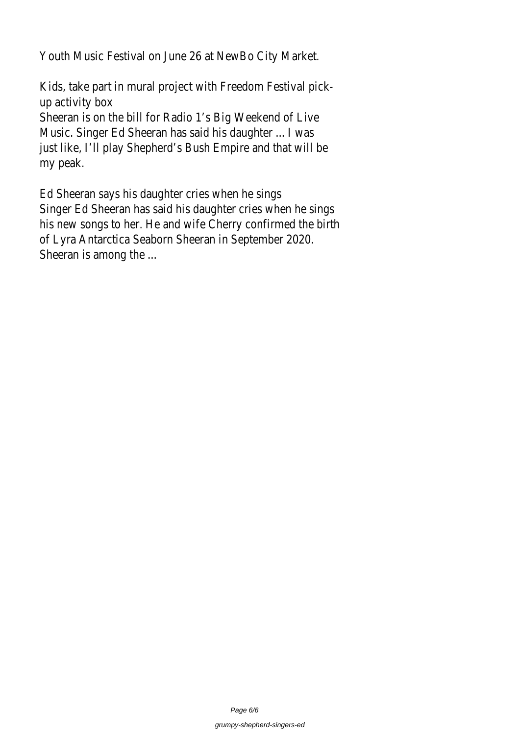Youth Music Festival on June 26 at NewBo City Market.

Kids, take part in mural project with Freedom Festival pick-up activity box

Sheeran is on the bill for Radio 1’s Big Weekend of Live Music. Singer Ed Sheeran has said his daughter ... I was just like, I’ll play Shepherd’s Bush Empire and that will be my peak.

Ed Sheeran says his daughter cries when he sings

Singer Ed Sheeran has said his daughter cries when he sings his new songs to her. He and wife Cherry confirmed the birth of Lyra Antarctica Seaborn Sheeran in September 2020. Sheeran is among the ...